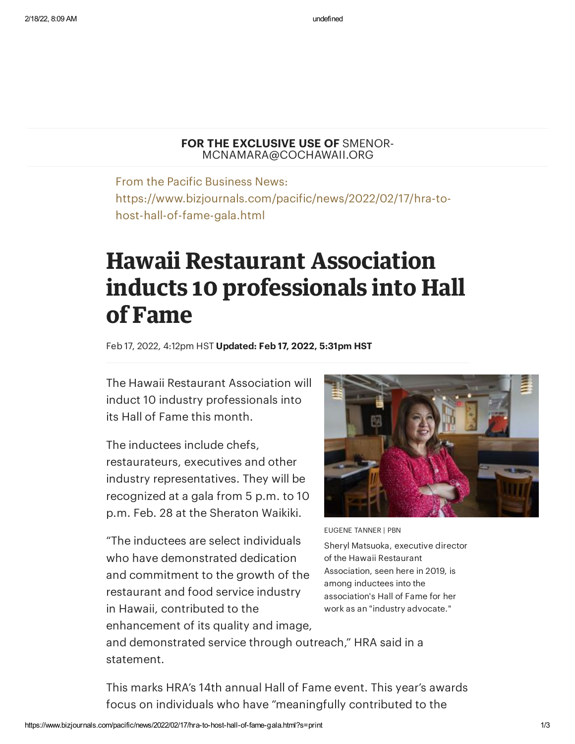**FOR THE EXCLUSIVE USE OF** SMENOR-MCNAMARA@COCHAWAII.ORG

From the Pacific Business News:
https://www.bizjournals.com/pacific/news/2022/02/17/hra-to-host-hall-of-fame-gala.html

# Hawaii Restaurant Association inducts 10 professionals into Hall of Fame

Feb 17, 2022, 4:12pm HST **Updated: Feb 17, 2022, 5:31pm HST**

The Hawaii Restaurant Association will induct 10 industry professionals into its Hall of Fame this month.

The inductees include chefs, restaurateurs, executives and other industry representatives. They will be recognized at a gala from 5 p.m. to 10 p.m. Feb. 28 at the Sheraton Waikiki.

EUGENE TANNER | PBN

Sheryl Matsuoka, executive director of the Hawaii Restaurant Association, seen here in 2019, is among inductees into the association's Hall of Fame for her work as an "industry advocate."

"The inductees are select individuals who have demonstrated dedication and commitment to the growth of the restaurant and food service industry in Hawaii, contributed to the enhancement of its quality and image, and demonstrated service through outreach," HRA said in a statement.

This marks HRA's 14th annual Hall of Fame event. This year's awards focus on individuals who have "meaningfully contributed to the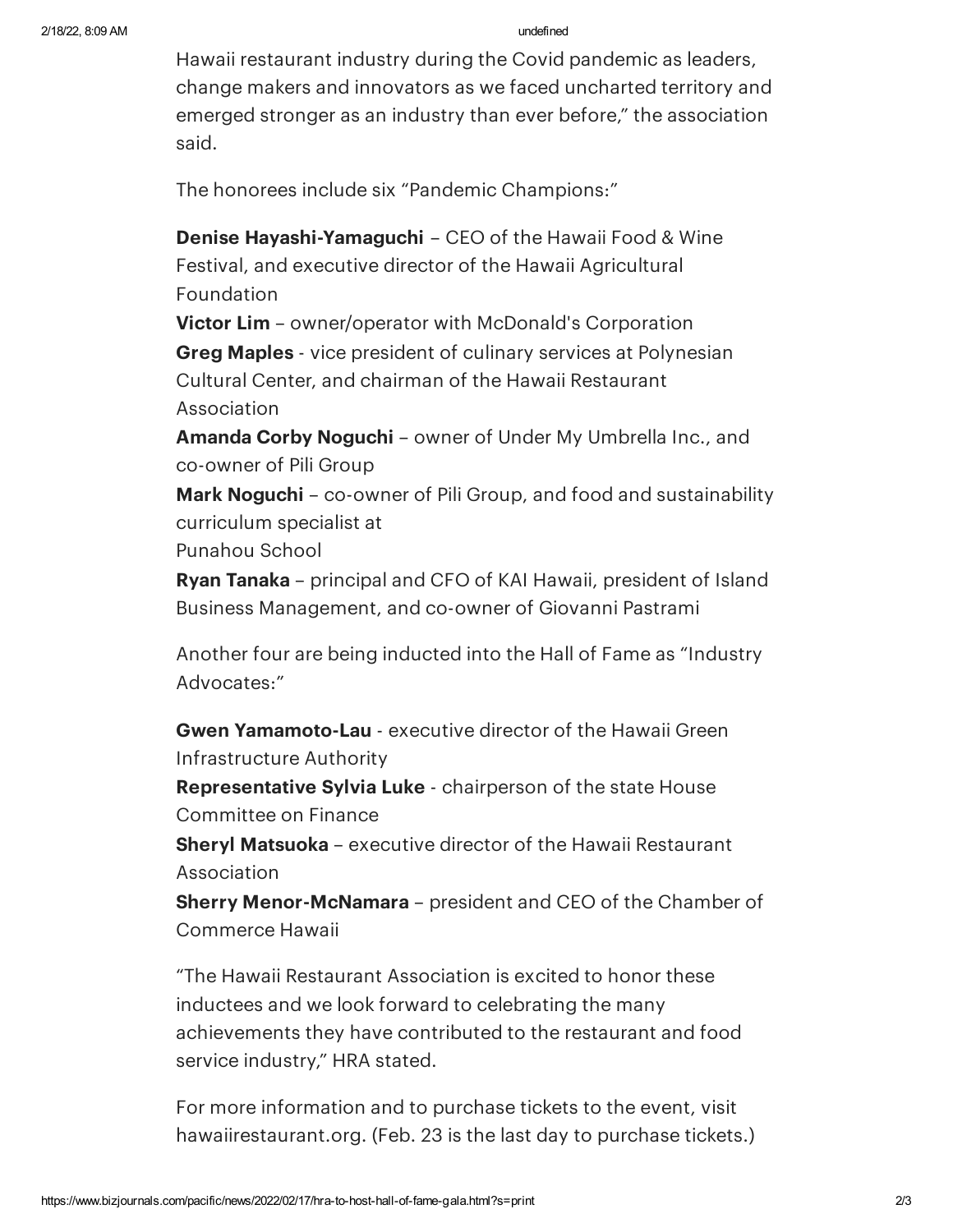Hawaii restaurant industry during the Covid pandemic as leaders, change makers and innovators as we faced uncharted territory and emerged stronger as an industry than ever before," the association said.

The honorees include six "Pandemic Champions:"

**Denise Hayashi-Yamaguchi** – CEO of the Hawaii Food & Wine Festival, and executive director of the Hawaii Agricultural Foundation
**Victor Lim** – owner/operator with McDonald's Corporation
**Greg Maples** - vice president of culinary services at Polynesian Cultural Center, and chairman of the Hawaii Restaurant Association
**Amanda Corby Noguchi** – owner of Under My Umbrella Inc., and co-owner of Pili Group
**Mark Noguchi** – co-owner of Pili Group, and food and sustainability curriculum specialist at
Punahou School
**Ryan Tanaka** – principal and CFO of KAI Hawaii, president of Island Business Management, and co-owner of Giovanni Pastrami

Another four are being inducted into the Hall of Fame as "Industry Advocates:"

**Gwen Yamamoto-Lau** - executive director of the Hawaii Green Infrastructure Authority
**Representative Sylvia Luke** - chairperson of the state House Committee on Finance
**Sheryl Matsuoka** – executive director of the Hawaii Restaurant Association
**Sherry Menor-McNamara** – president and CEO of the Chamber of Commerce Hawaii

"The Hawaii Restaurant Association is excited to honor these inductees and we look forward to celebrating the many achievements they have contributed to the restaurant and food service industry," HRA stated.

For more information and to purchase tickets to the event, visit hawaiirestaurant.org. (Feb. 23 is the last day to purchase tickets.)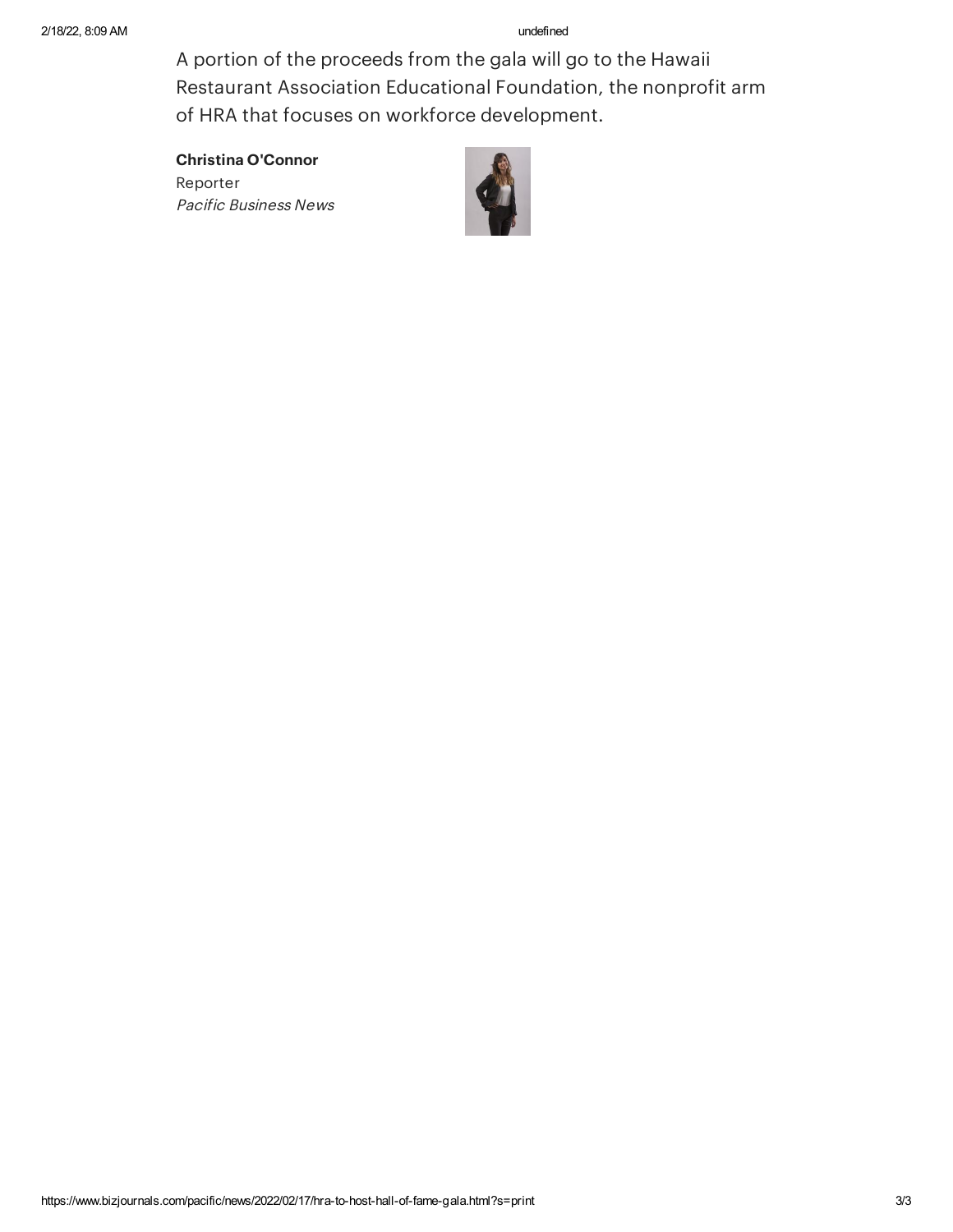A portion of the proceeds from the gala will go to the Hawaii Restaurant Association Educational Foundation, the nonprofit arm of HRA that focuses on workforce development.

**Christina O'Connor**
Reporter
*Pacific Business News*